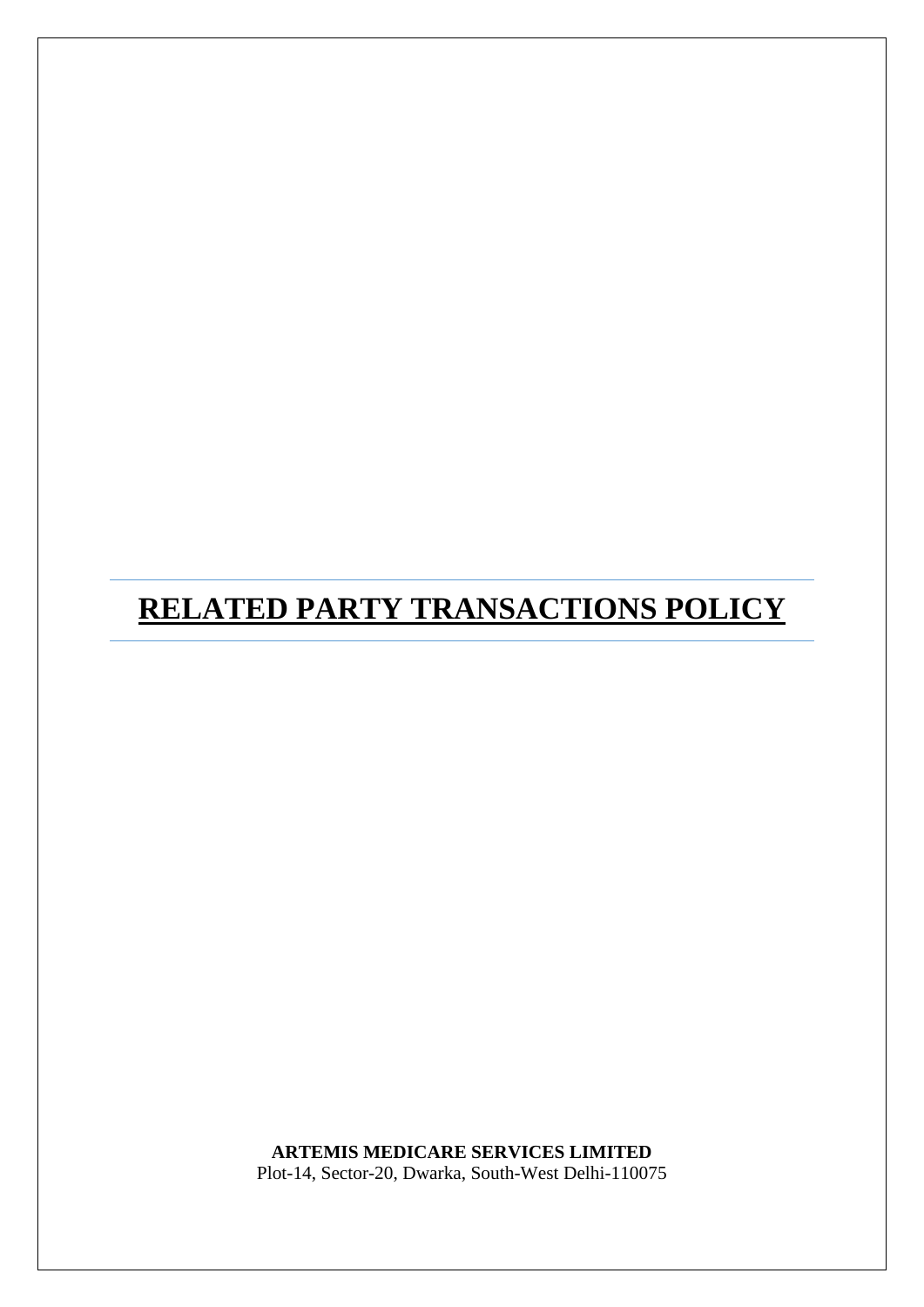# **RELATED PARTY TRANSACTIONS POLICY**

**ARTEMIS MEDICARE SERVICES LIMITED**
Plot-14, Sector-20, Dwarka, South-West Delhi-110075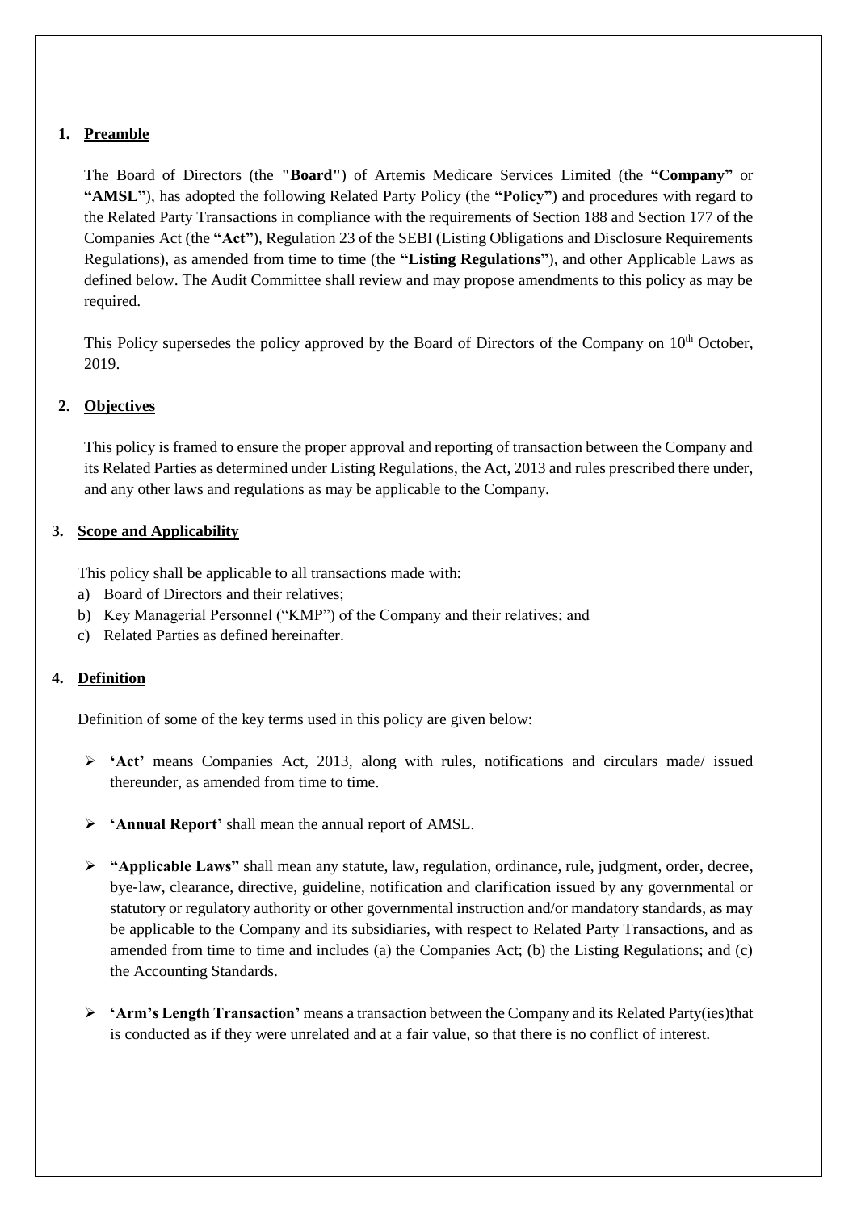## 1. Preamble

The Board of Directors (the **"Board"**) of Artemis Medicare Services Limited (the **"Company"** or **"AMSL"**), has adopted the following Related Party Policy (the **"Policy"**) and procedures with regard to the Related Party Transactions in compliance with the requirements of Section 188 and Section 177 of the Companies Act (the **"Act"**), Regulation 23 of the SEBI (Listing Obligations and Disclosure Requirements Regulations), as amended from time to time (the **"Listing Regulations"**), and other Applicable Laws as defined below. The Audit Committee shall review and may propose amendments to this policy as may be required.

This Policy supersedes the policy approved by the Board of Directors of the Company on 10th October, 2019.

## 2. Objectives

This policy is framed to ensure the proper approval and reporting of transaction between the Company and its Related Parties as determined under Listing Regulations, the Act, 2013 and rules prescribed there under, and any other laws and regulations as may be applicable to the Company.

## 3. Scope and Applicability

This policy shall be applicable to all transactions made with:

a) Board of Directors and their relatives;
b) Key Managerial Personnel ("KMP") of the Company and their relatives; and
c) Related Parties as defined hereinafter.

## 4. Definition

Definition of some of the key terms used in this policy are given below:

- **'Act'** means Companies Act, 2013, along with rules, notifications and circulars made/ issued thereunder, as amended from time to time.

- **'Annual Report'** shall mean the annual report of AMSL.

- **"Applicable Laws"** shall mean any statute, law, regulation, ordinance, rule, judgment, order, decree, bye-law, clearance, directive, guideline, notification and clarification issued by any governmental or statutory or regulatory authority or other governmental instruction and/or mandatory standards, as may be applicable to the Company and its subsidiaries, with respect to Related Party Transactions, and as amended from time to time and includes (a) the Companies Act; (b) the Listing Regulations; and (c) the Accounting Standards.

- **'Arm's Length Transaction'** means a transaction between the Company and its Related Party(ies)that is conducted as if they were unrelated and at a fair value, so that there is no conflict of interest.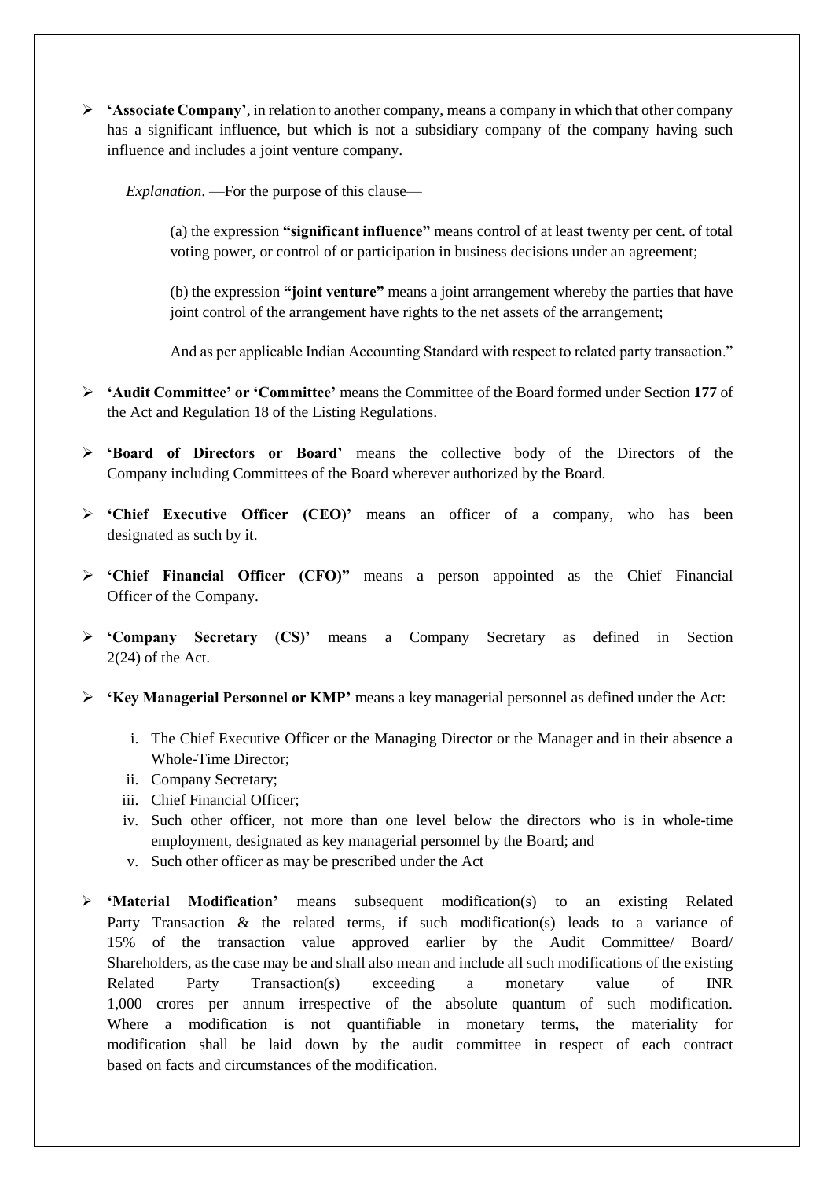- **'Associate Company'**, in relation to another company, means a company in which that other company has a significant influence, but which is not a subsidiary company of the company having such influence and includes a joint venture company.

  *Explanation*. —For the purpose of this clause—

  (a) the expression **"significant influence"** means control of at least twenty per cent. of total voting power, or control of or participation in business decisions under an agreement;

  (b) the expression **"joint venture"** means a joint arrangement whereby the parties that have joint control of the arrangement have rights to the net assets of the arrangement;

  And as per applicable Indian Accounting Standard with respect to related party transaction."

- **'Audit Committee' or 'Committee'** means the Committee of the Board formed under Section **177** of the Act and Regulation 18 of the Listing Regulations.

- **'Board of Directors or Board'** means the collective body of the Directors of the Company including Committees of the Board wherever authorized by the Board.

- **'Chief Executive Officer (CEO)'** means an officer of a company, who has been designated as such by it.

- **'Chief Financial Officer (CFO)"** means a person appointed as the Chief Financial Officer of the Company.

- **'Company Secretary (CS)'** means a Company Secretary as defined in Section 2(24) of the Act.

- **'Key Managerial Personnel or KMP'** means a key managerial personnel as defined under the Act:

  i. The Chief Executive Officer or the Managing Director or the Manager and in their absence a Whole-Time Director;
  ii. Company Secretary;
  iii. Chief Financial Officer;
  iv. Such other officer, not more than one level below the directors who is in whole-time employment, designated as key managerial personnel by the Board; and
  v. Such other officer as may be prescribed under the Act

- **'Material Modification'** means subsequent modification(s) to an existing Related Party Transaction & the related terms, if such modification(s) leads to a variance of 15% of the transaction value approved earlier by the Audit Committee/ Board/ Shareholders, as the case may be and shall also mean and include all such modifications of the existing Related Party Transaction(s) exceeding a monetary value of INR 1,000 crores per annum irrespective of the absolute quantum of such modification. Where a modification is not quantifiable in monetary terms, the materiality for modification shall be laid down by the audit committee in respect of each contract based on facts and circumstances of the modification.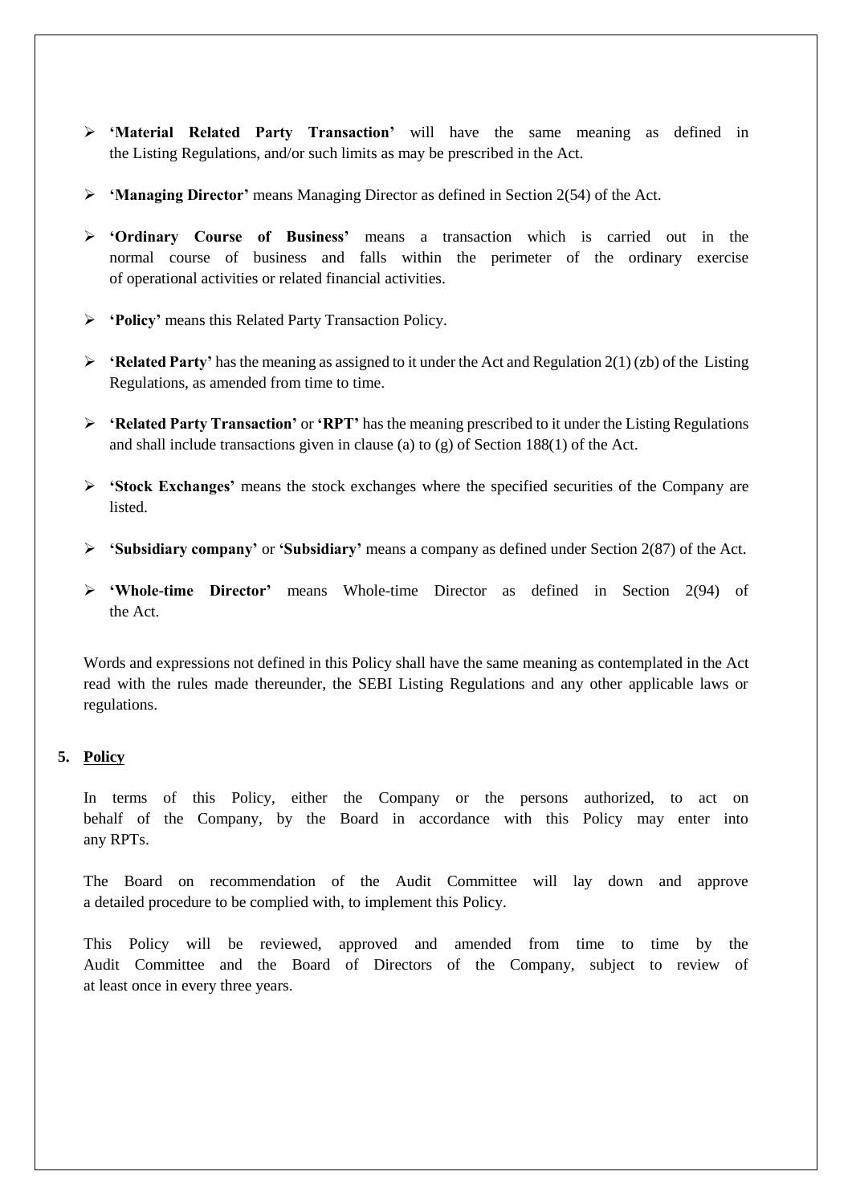- **'Material Related Party Transaction'** will have the same meaning as defined in the Listing Regulations, and/or such limits as may be prescribed in the Act.

- **'Managing Director'** means Managing Director as defined in Section 2(54) of the Act.

- **'Ordinary Course of Business'** means a transaction which is carried out in the normal course of business and falls within the perimeter of the ordinary exercise of operational activities or related financial activities.

- **'Policy'** means this Related Party Transaction Policy.

- **'Related Party'** has the meaning as assigned to it under the Act and Regulation 2(1) (zb) of the Listing Regulations, as amended from time to time.

- **'Related Party Transaction'** or **'RPT'** has the meaning prescribed to it under the Listing Regulations and shall include transactions given in clause (a) to (g) of Section 188(1) of the Act.

- **'Stock Exchanges'** means the stock exchanges where the specified securities of the Company are listed.

- **'Subsidiary company'** or **'Subsidiary'** means a company as defined under Section 2(87) of the Act.

- **'Whole-time Director'** means Whole-time Director as defined in Section 2(94) of the Act.

Words and expressions not defined in this Policy shall have the same meaning as contemplated in the Act read with the rules made thereunder, the SEBI Listing Regulations and any other applicable laws or regulations.

## 5. Policy

In terms of this Policy, either the Company or the persons authorized, to act on behalf of the Company, by the Board in accordance with this Policy may enter into any RPTs.

The Board on recommendation of the Audit Committee will lay down and approve a detailed procedure to be complied with, to implement this Policy.

This Policy will be reviewed, approved and amended from time to time by the Audit Committee and the Board of Directors of the Company, subject to review of at least once in every three years.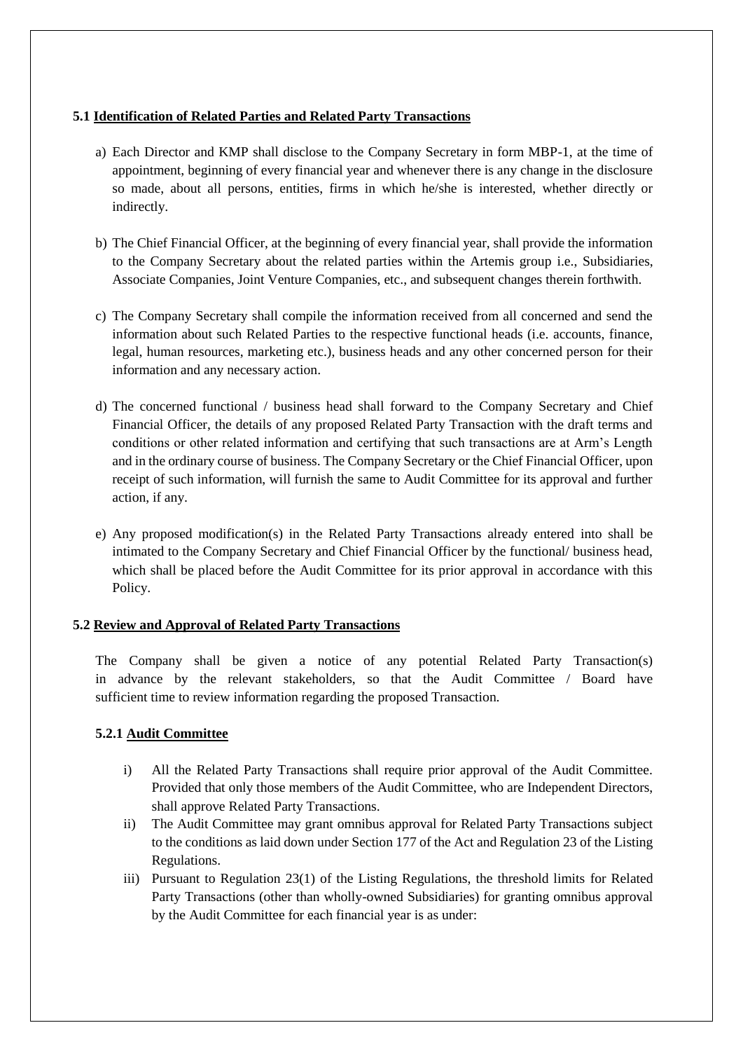### 5.1 <u>Identification of Related Parties and Related Party Transactions</u>

a) Each Director and KMP shall disclose to the Company Secretary in form MBP-1, at the time of appointment, beginning of every financial year and whenever there is any change in the disclosure so made, about all persons, entities, firms in which he/she is interested, whether directly or indirectly.

b) The Chief Financial Officer, at the beginning of every financial year, shall provide the information to the Company Secretary about the related parties within the Artemis group i.e., Subsidiaries, Associate Companies, Joint Venture Companies, etc., and subsequent changes therein forthwith.

c) The Company Secretary shall compile the information received from all concerned and send the information about such Related Parties to the respective functional heads (i.e. accounts, finance, legal, human resources, marketing etc.), business heads and any other concerned person for their information and any necessary action.

d) The concerned functional / business head shall forward to the Company Secretary and Chief Financial Officer, the details of any proposed Related Party Transaction with the draft terms and conditions or other related information and certifying that such transactions are at Arm's Length and in the ordinary course of business. The Company Secretary or the Chief Financial Officer, upon receipt of such information, will furnish the same to Audit Committee for its approval and further action, if any.

e) Any proposed modification(s) in the Related Party Transactions already entered into shall be intimated to the Company Secretary and Chief Financial Officer by the functional/ business head, which shall be placed before the Audit Committee for its prior approval in accordance with this Policy.

### 5.2 <u>Review and Approval of Related Party Transactions</u>

The Company shall be given a notice of any potential Related Party Transaction(s) in advance by the relevant stakeholders, so that the Audit Committee / Board have sufficient time to review information regarding the proposed Transaction.

#### 5.2.1 <u>Audit Committee</u>

i) All the Related Party Transactions shall require prior approval of the Audit Committee. Provided that only those members of the Audit Committee, who are Independent Directors, shall approve Related Party Transactions.

ii) The Audit Committee may grant omnibus approval for Related Party Transactions subject to the conditions as laid down under Section 177 of the Act and Regulation 23 of the Listing Regulations.

iii) Pursuant to Regulation 23(1) of the Listing Regulations, the threshold limits for Related Party Transactions (other than wholly-owned Subsidiaries) for granting omnibus approval by the Audit Committee for each financial year is as under: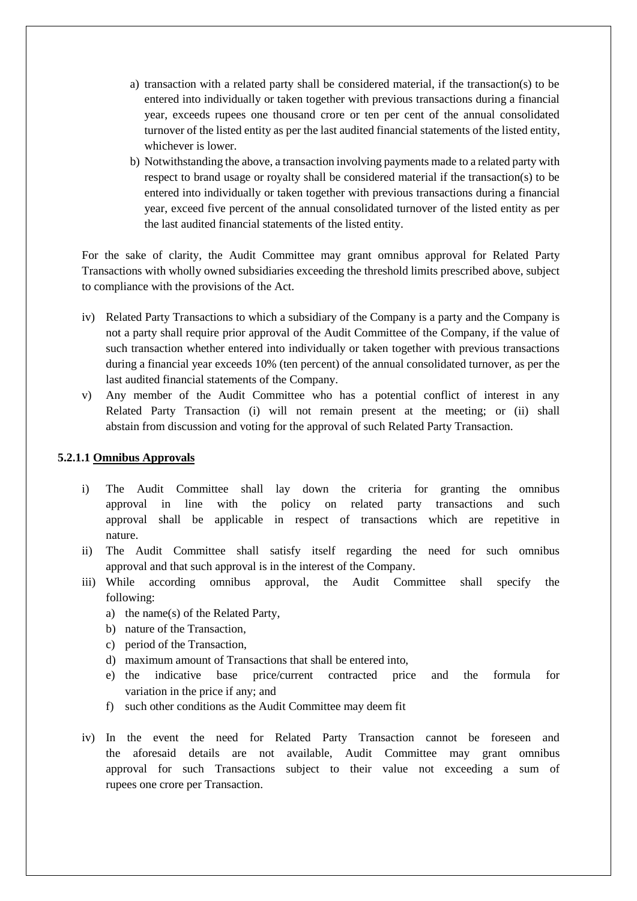a) transaction with a related party shall be considered material, if the transaction(s) to be entered into individually or taken together with previous transactions during a financial year, exceeds rupees one thousand crore or ten per cent of the annual consolidated turnover of the listed entity as per the last audited financial statements of the listed entity, whichever is lower.
b) Notwithstanding the above, a transaction involving payments made to a related party with respect to brand usage or royalty shall be considered material if the transaction(s) to be entered into individually or taken together with previous transactions during a financial year, exceed five percent of the annual consolidated turnover of the listed entity as per the last audited financial statements of the listed entity.

For the sake of clarity, the Audit Committee may grant omnibus approval for Related Party Transactions with wholly owned subsidiaries exceeding the threshold limits prescribed above, subject to compliance with the provisions of the Act.

iv) Related Party Transactions to which a subsidiary of the Company is a party and the Company is not a party shall require prior approval of the Audit Committee of the Company, if the value of such transaction whether entered into individually or taken together with previous transactions during a financial year exceeds 10% (ten percent) of the annual consolidated turnover, as per the last audited financial statements of the Company.

v) Any member of the Audit Committee who has a potential conflict of interest in any Related Party Transaction (i) will not remain present at the meeting; or (ii) shall abstain from discussion and voting for the approval of such Related Party Transaction.

**5.2.1.1 Omnibus Approvals**

i) The Audit Committee shall lay down the criteria for granting the omnibus approval in line with the policy on related party transactions and such approval shall be applicable in respect of transactions which are repetitive in nature.

ii) The Audit Committee shall satisfy itself regarding the need for such omnibus approval and that such approval is in the interest of the Company.

iii) While according omnibus approval, the Audit Committee shall specify the following:
   a) the name(s) of the Related Party,
   b) nature of the Transaction,
   c) period of the Transaction,
   d) maximum amount of Transactions that shall be entered into,
   e) the indicative base price/current contracted price and the formula for variation in the price if any; and
   f) such other conditions as the Audit Committee may deem fit

iv) In the event the need for Related Party Transaction cannot be foreseen and the aforesaid details are not available, Audit Committee may grant omnibus approval for such Transactions subject to their value not exceeding a sum of rupees one crore per Transaction.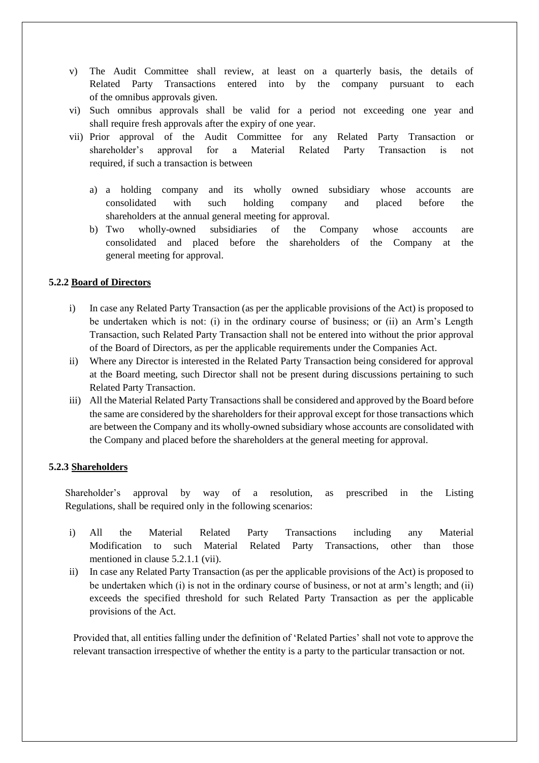v) The Audit Committee shall review, at least on a quarterly basis, the details of Related Party Transactions entered into by the company pursuant to each of the omnibus approvals given.

vi) Such omnibus approvals shall be valid for a period not exceeding one year and shall require fresh approvals after the expiry of one year.

vii) Prior approval of the Audit Committee for any Related Party Transaction or shareholder's approval for a Material Related Party Transaction is not required, if such a transaction is between

   a) a holding company and its wholly owned subsidiary whose accounts are consolidated with such holding company and placed before the shareholders at the annual general meeting for approval.

   b) Two wholly-owned subsidiaries of the Company whose accounts are consolidated and placed before the shareholders of the Company at the general meeting for approval.

### 5.2.2 <u>Board of Directors</u>

i) In case any Related Party Transaction (as per the applicable provisions of the Act) is proposed to be undertaken which is not: (i) in the ordinary course of business; or (ii) an Arm's Length Transaction, such Related Party Transaction shall not be entered into without the prior approval of the Board of Directors, as per the applicable requirements under the Companies Act.

ii) Where any Director is interested in the Related Party Transaction being considered for approval at the Board meeting, such Director shall not be present during discussions pertaining to such Related Party Transaction.

iii) All the Material Related Party Transactions shall be considered and approved by the Board before the same are considered by the shareholders for their approval except for those transactions which are between the Company and its wholly-owned subsidiary whose accounts are consolidated with the Company and placed before the shareholders at the general meeting for approval.

### 5.2.3 <u>Shareholders</u>

Shareholder's approval by way of a resolution, as prescribed in the Listing Regulations, shall be required only in the following scenarios:

i) All the Material Related Party Transactions including any Material Modification to such Material Related Party Transactions, other than those mentioned in clause 5.2.1.1 (vii).

ii) In case any Related Party Transaction (as per the applicable provisions of the Act) is proposed to be undertaken which (i) is not in the ordinary course of business, or not at arm's length; and (ii) exceeds the specified threshold for such Related Party Transaction as per the applicable provisions of the Act.

Provided that, all entities falling under the definition of 'Related Parties' shall not vote to approve the relevant transaction irrespective of whether the entity is a party to the particular transaction or not.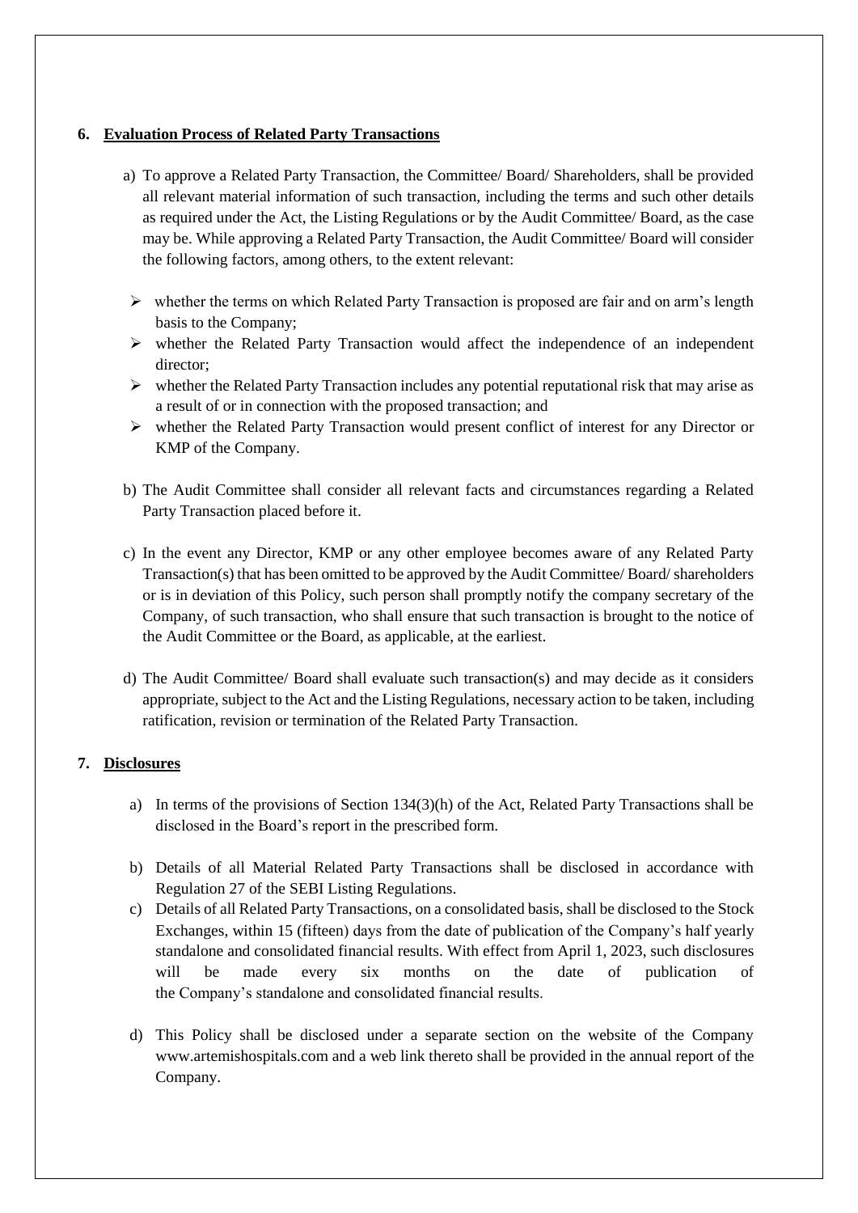## 6. Evaluation Process of Related Party Transactions

a) To approve a Related Party Transaction, the Committee/ Board/ Shareholders, shall be provided all relevant material information of such transaction, including the terms and such other details as required under the Act, the Listing Regulations or by the Audit Committee/ Board, as the case may be. While approving a Related Party Transaction, the Audit Committee/ Board will consider the following factors, among others, to the extent relevant:

- whether the terms on which Related Party Transaction is proposed are fair and on arm's length basis to the Company;
- whether the Related Party Transaction would affect the independence of an independent director;
- whether the Related Party Transaction includes any potential reputational risk that may arise as a result of or in connection with the proposed transaction; and
- whether the Related Party Transaction would present conflict of interest for any Director or KMP of the Company.

b) The Audit Committee shall consider all relevant facts and circumstances regarding a Related Party Transaction placed before it.

c) In the event any Director, KMP or any other employee becomes aware of any Related Party Transaction(s) that has been omitted to be approved by the Audit Committee/ Board/ shareholders or is in deviation of this Policy, such person shall promptly notify the company secretary of the Company, of such transaction, who shall ensure that such transaction is brought to the notice of the Audit Committee or the Board, as applicable, at the earliest.

d) The Audit Committee/ Board shall evaluate such transaction(s) and may decide as it considers appropriate, subject to the Act and the Listing Regulations, necessary action to be taken, including ratification, revision or termination of the Related Party Transaction.

## 7. Disclosures

a) In terms of the provisions of Section 134(3)(h) of the Act, Related Party Transactions shall be disclosed in the Board's report in the prescribed form.

b) Details of all Material Related Party Transactions shall be disclosed in accordance with Regulation 27 of the SEBI Listing Regulations.

c) Details of all Related Party Transactions, on a consolidated basis, shall be disclosed to the Stock Exchanges, within 15 (fifteen) days from the date of publication of the Company's half yearly standalone and consolidated financial results. With effect from April 1, 2023, such disclosures will be made every six months on the date of publication of the Company's standalone and consolidated financial results.

d) This Policy shall be disclosed under a separate section on the website of the Company www.artemishospitals.com and a web link thereto shall be provided in the annual report of the Company.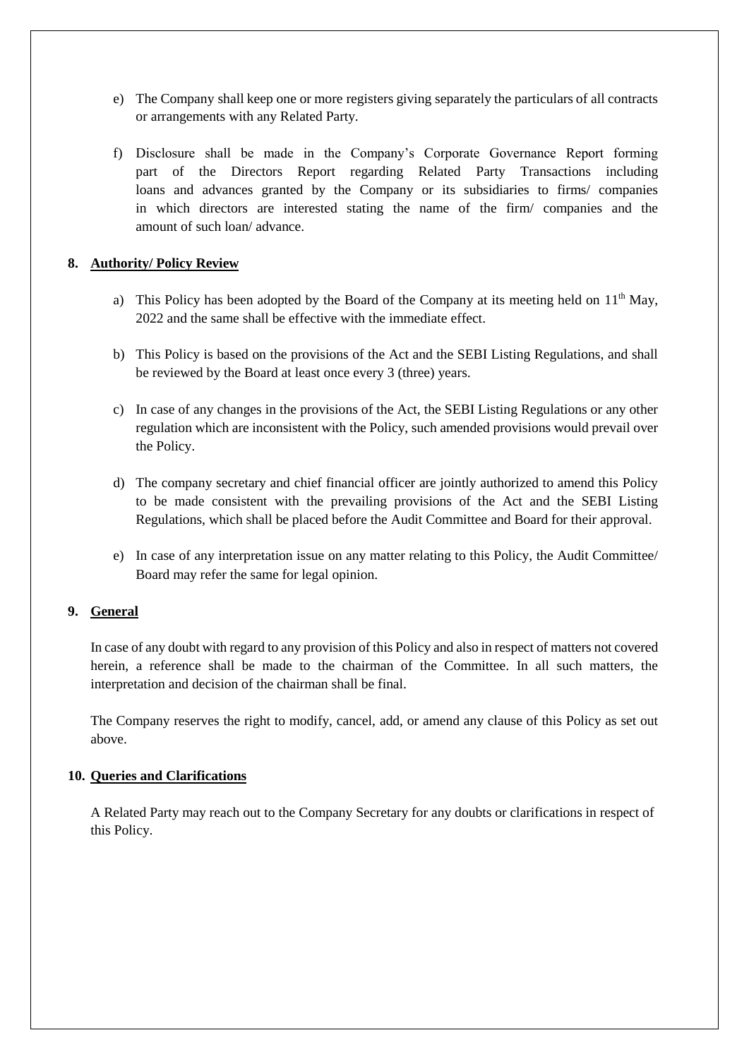e) The Company shall keep one or more registers giving separately the particulars of all contracts or arrangements with any Related Party.

f) Disclosure shall be made in the Company's Corporate Governance Report forming part of the Directors Report regarding Related Party Transactions including loans and advances granted by the Company or its subsidiaries to firms/ companies in which directors are interested stating the name of the firm/ companies and the amount of such loan/ advance.

## 8. Authority/ Policy Review

a) This Policy has been adopted by the Board of the Company at its meeting held on 11th May, 2022 and the same shall be effective with the immediate effect.

b) This Policy is based on the provisions of the Act and the SEBI Listing Regulations, and shall be reviewed by the Board at least once every 3 (three) years.

c) In case of any changes in the provisions of the Act, the SEBI Listing Regulations or any other regulation which are inconsistent with the Policy, such amended provisions would prevail over the Policy.

d) The company secretary and chief financial officer are jointly authorized to amend this Policy to be made consistent with the prevailing provisions of the Act and the SEBI Listing Regulations, which shall be placed before the Audit Committee and Board for their approval.

e) In case of any interpretation issue on any matter relating to this Policy, the Audit Committee/ Board may refer the same for legal opinion.

## 9. General

In case of any doubt with regard to any provision of this Policy and also in respect of matters not covered herein, a reference shall be made to the chairman of the Committee. In all such matters, the interpretation and decision of the chairman shall be final.

The Company reserves the right to modify, cancel, add, or amend any clause of this Policy as set out above.

## 10. Queries and Clarifications

A Related Party may reach out to the Company Secretary for any doubts or clarifications in respect of this Policy.